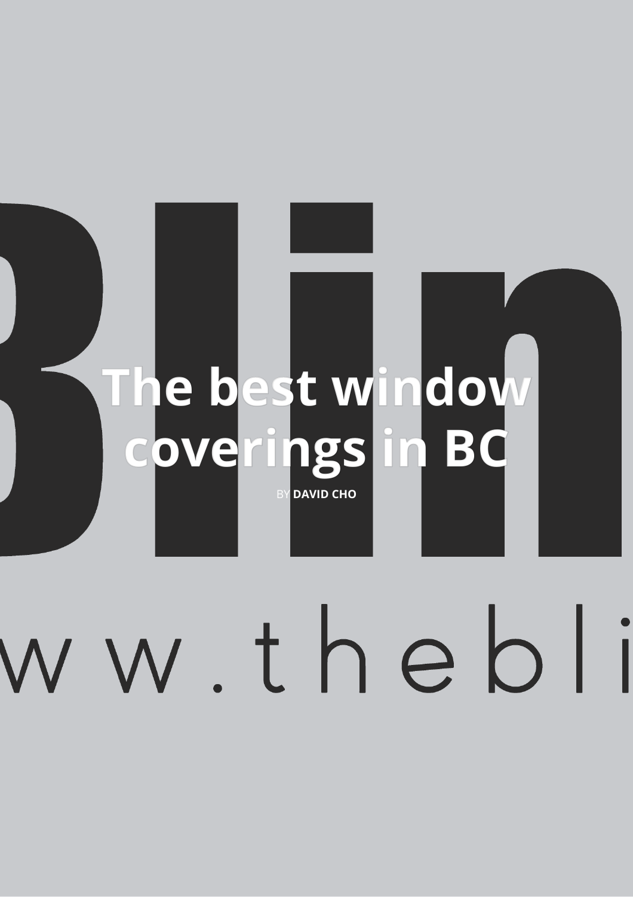# The best window coverings in BC

BY **DAVID CHO**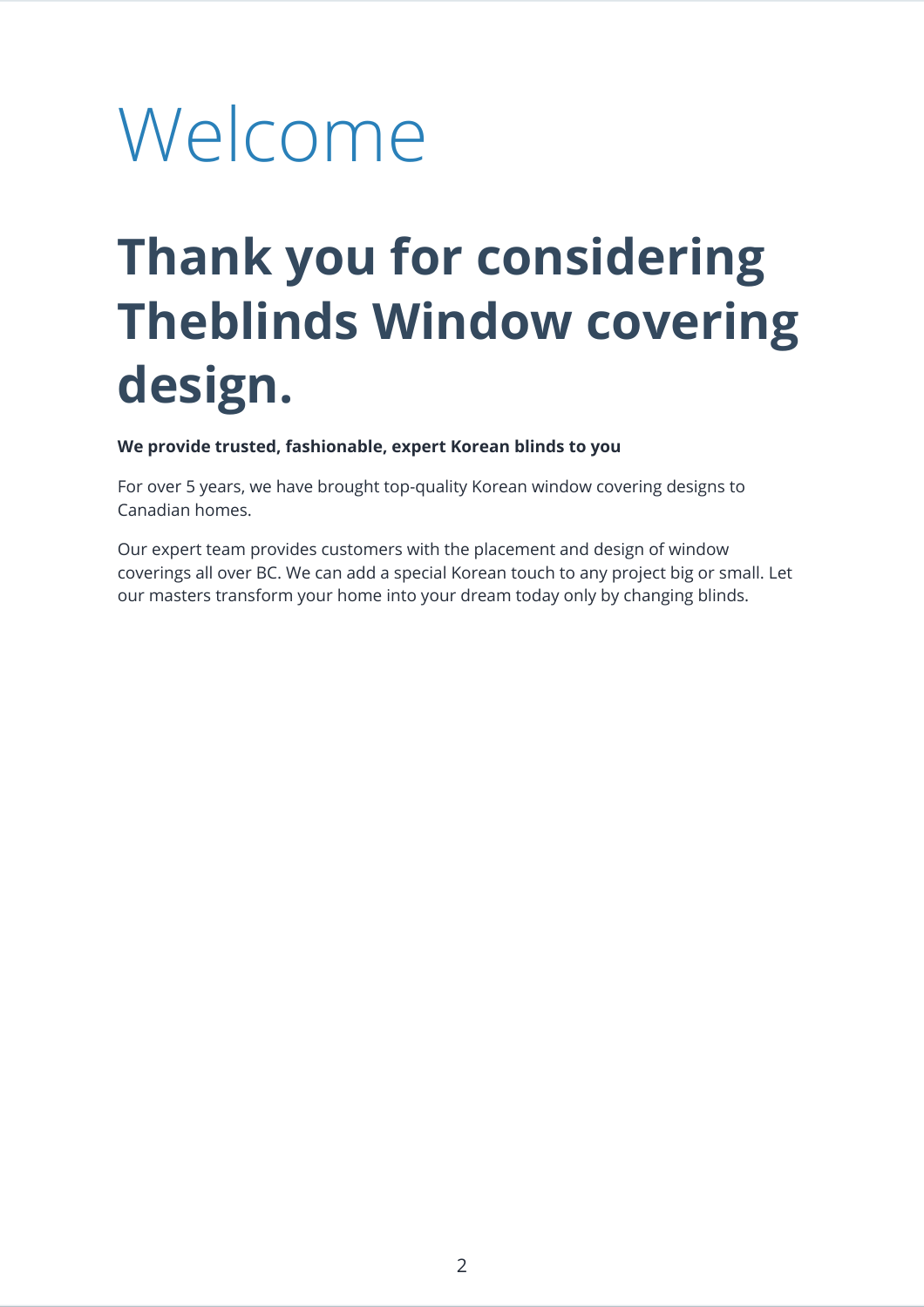# Welcome

## Thank you for considering Theblinds Window covering design.

**We provide trusted, fashionable, expert Korean blinds to you**

For over 5 years, we have brought top-quality Korean window covering designs to Canadian homes.

Our expert team provides customers with the placement and design of window coverings all over BC. We can add a special Korean touch to any project big or small. Let our masters transform your home into your dream today only by changing blinds.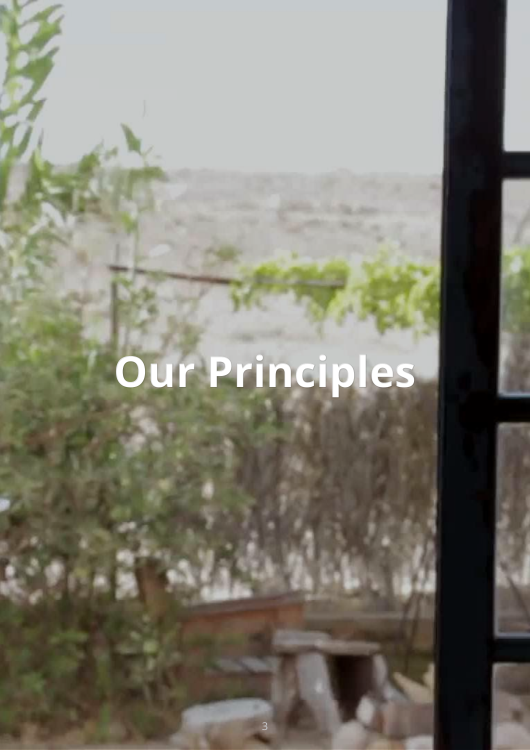# Our Principles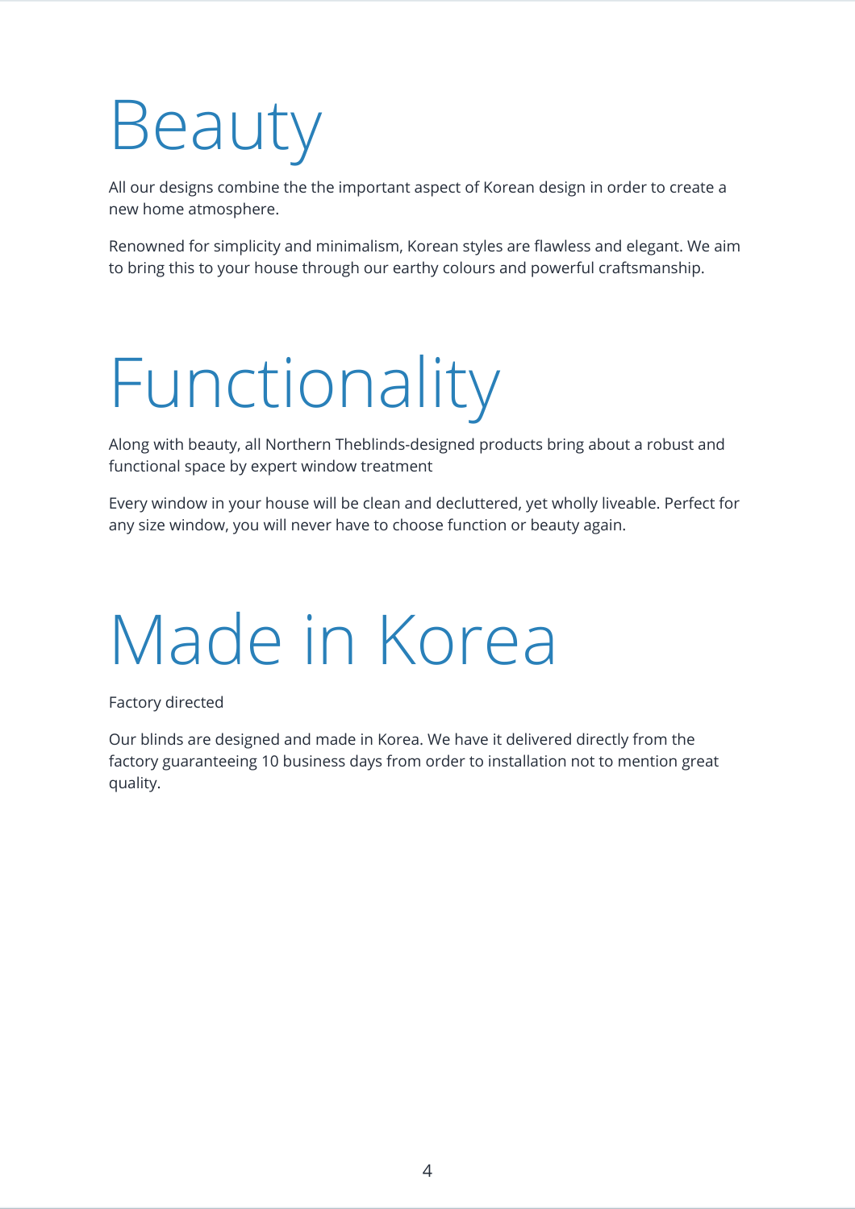# Beauty

All our designs combine the the important aspect of Korean design in order to create a new home atmosphere.

Renowned for simplicity and minimalism, Korean styles are flawless and elegant. We aim to bring this to your house through our earthy colours and powerful craftsmanship.

# Functionality

Along with beauty, all Northern Theblinds-designed products bring about a robust and functional space by expert window treatment

Every window in your house will be clean and decluttered, yet wholly liveable. Perfect for any size window, you will never have to choose function or beauty again.

# Made in Korea

Factory directed

Our blinds are designed and made in Korea. We have it delivered directly from the factory guaranteeing 10 business days from order to installation not to mention great quality.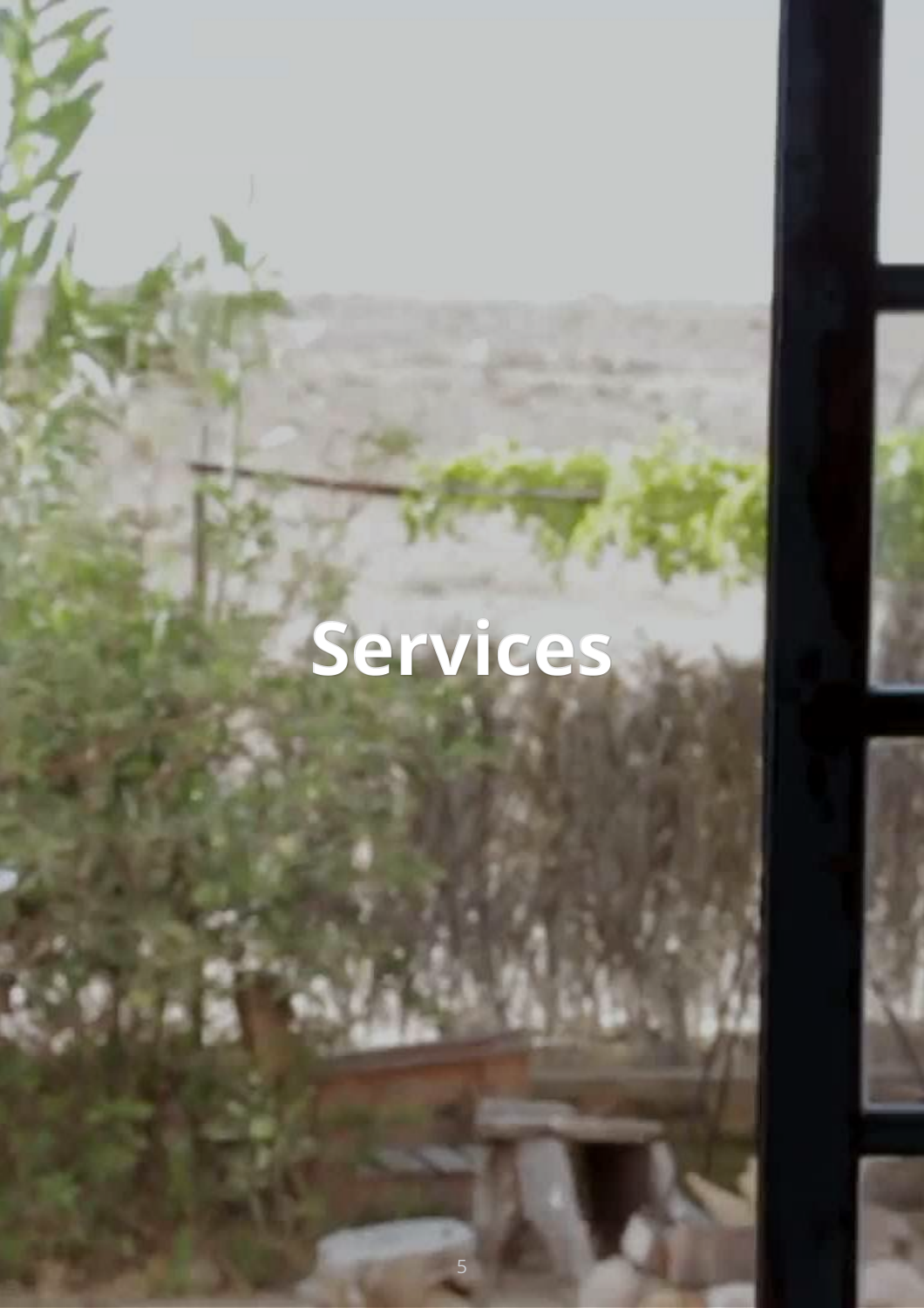# Services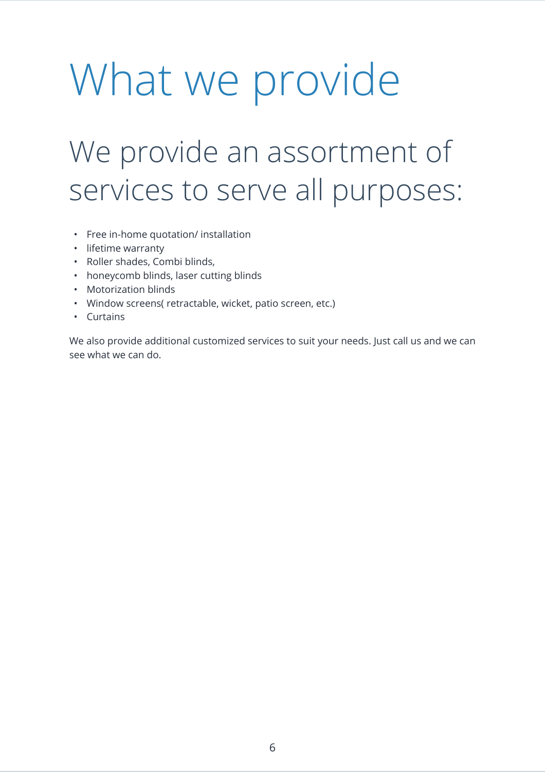# What we provide

## We provide an assortment of services to serve all purposes:

- Free in-home quotation/ installation
- lifetime warranty
- Roller shades, Combi blinds,
- honeycomb blinds, laser cutting blinds
- Motorization blinds
- Window screens( retractable, wicket, patio screen, etc.)
- Curtains

We also provide additional customized services to suit your needs. Just call us and we can see what we can do.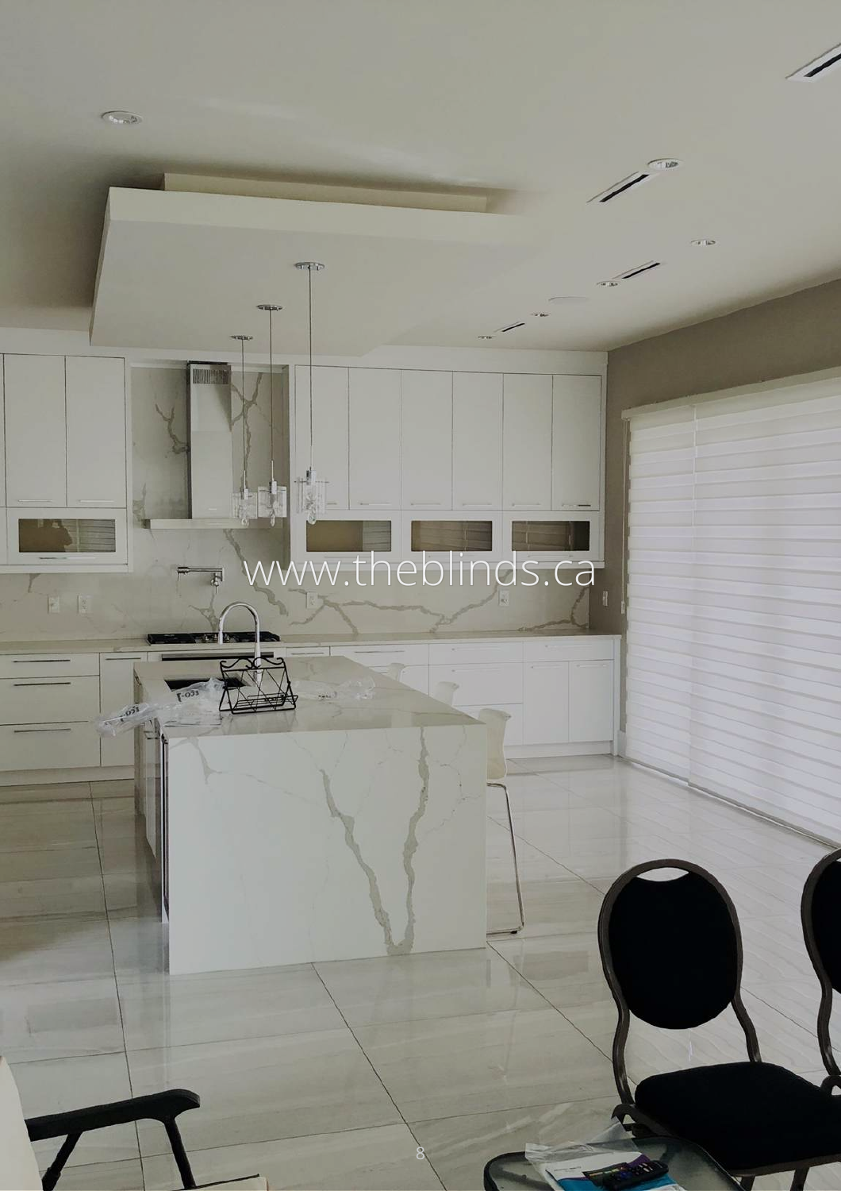www.theblinds.ca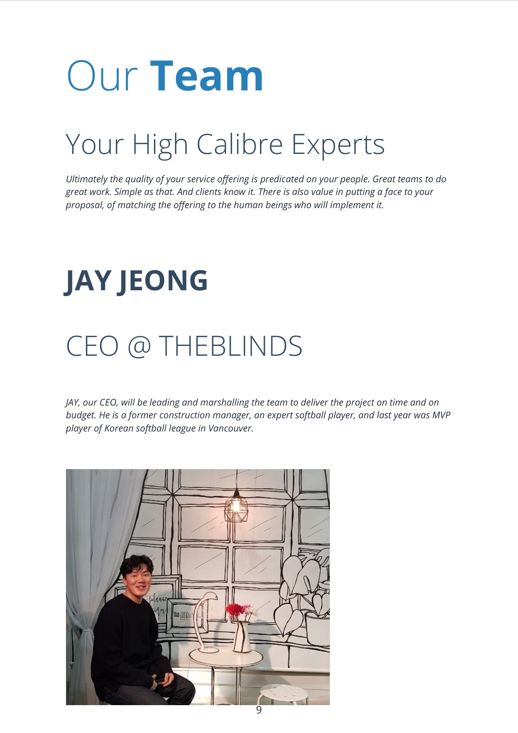# Our **Team**

## Your High Calibre Experts

*Ultimately the quality of your service offering is predicated on your people. Great teams to do great work. Simple as that. And clients know it. There is also value in putting a face to your proposal, of matching the offering to the human beings who will implement it.*

# JAY JEONG

## CEO @ THEBLINDS

*JAY, our CEO, will be leading and marshalling the team to deliver the project on time and on budget. He is a former construction manager, an expert softball player, and last year was MVP player of Korean softball league in Vancouver.*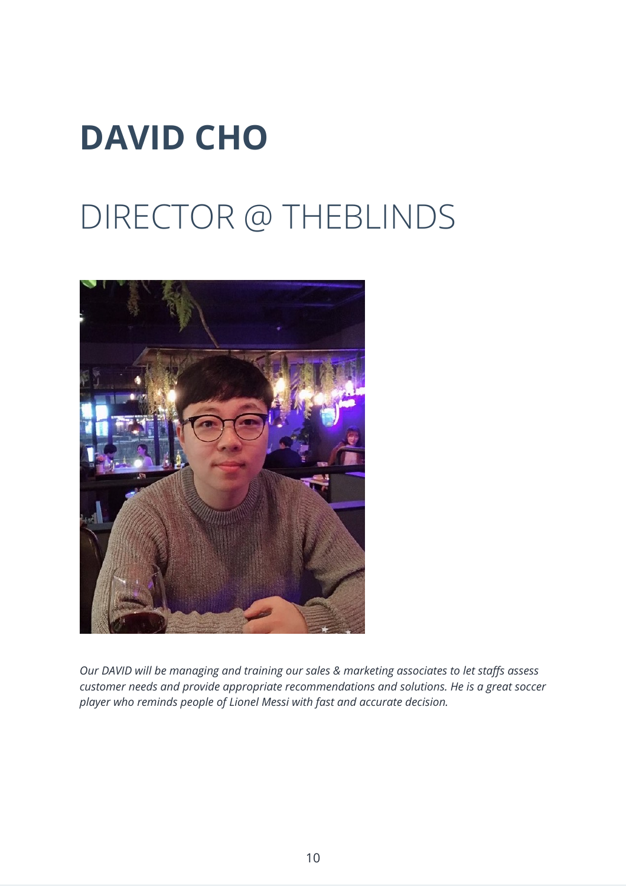# DAVID CHO

## DIRECTOR @ THEBLINDS

*Our DAVID will be managing and training our sales & marketing associates to let staffs assess customer needs and provide appropriate recommendations and solutions. He is a great soccer player who reminds people of Lionel Messi with fast and accurate decision.*